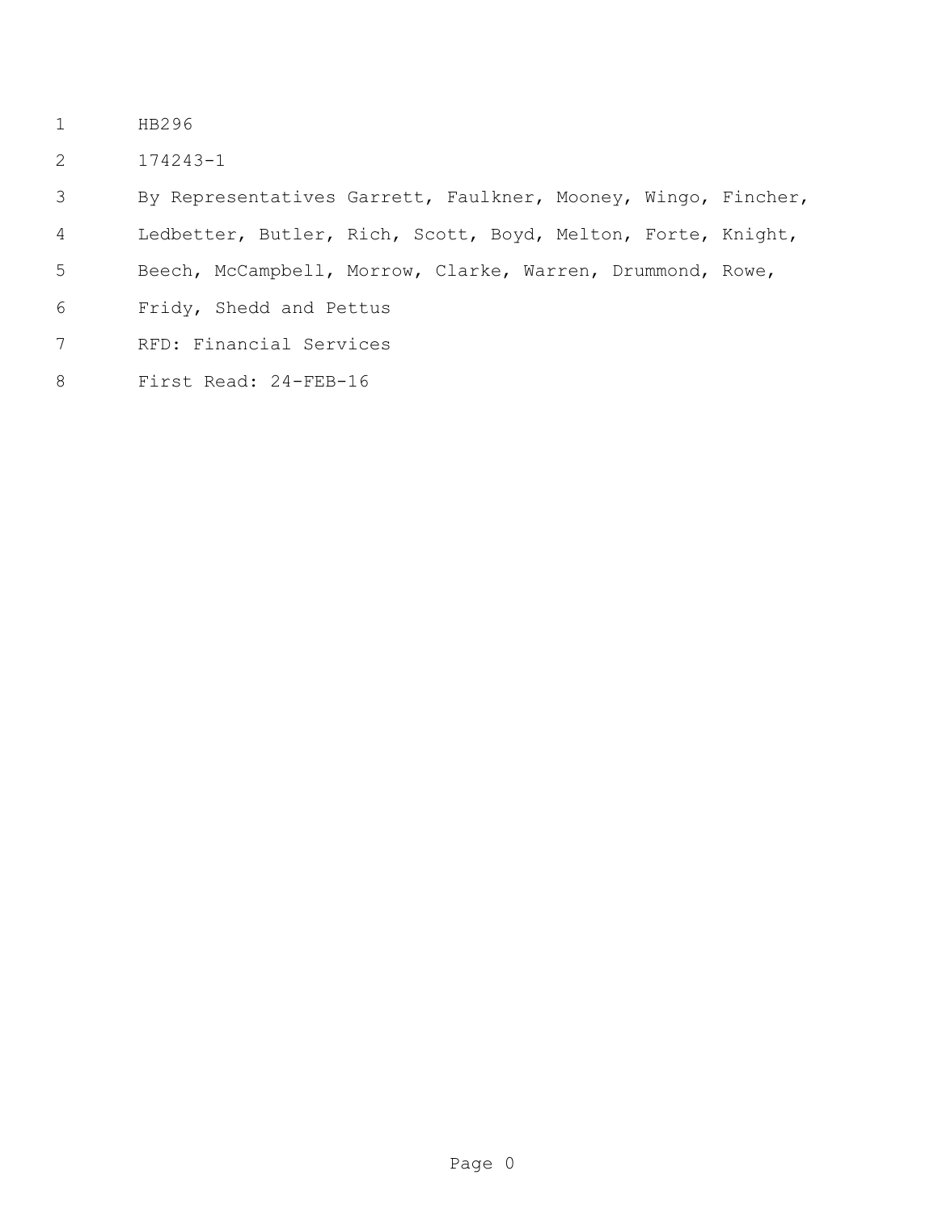HB296

174243-1

By Representatives Garrett, Faulkner, Mooney, Wingo, Fincher, Ledbetter, Butler, Rich, Scott, Boyd, Melton, Forte, Knight, Beech, McCampbell, Morrow, Clarke, Warren, Drummond, Rowe, Fridy, Shedd and Pettus

RFD: Financial Services

First Read: 24-FEB-16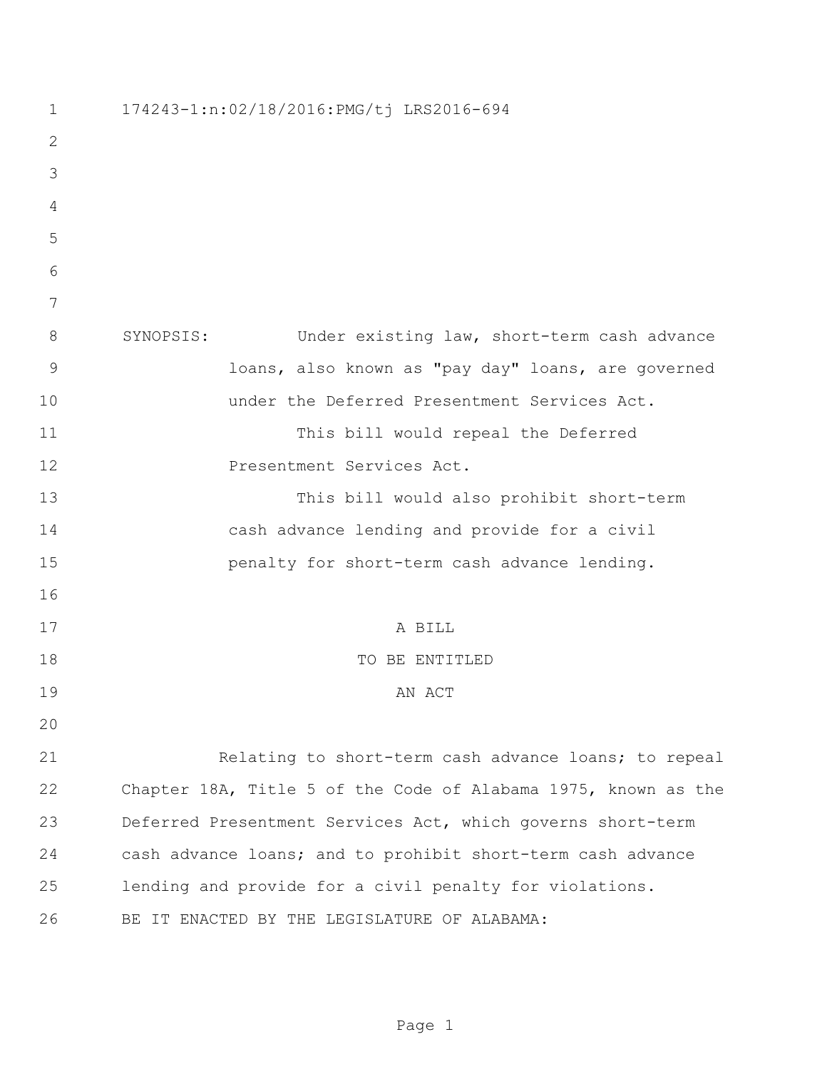174243-1:n:02/18/2016:PMG/tj LRS2016-694

SYNOPSIS: Under existing law, short-term cash advance loans, also known as "pay day" loans, are governed under the Deferred Presentment Services Act.

This bill would repeal the Deferred Presentment Services Act.

This bill would also prohibit short-term cash advance lending and provide for a civil penalty for short-term cash advance lending.

A BILL
TO BE ENTITLED
AN ACT

Relating to short-term cash advance loans; to repeal Chapter 18A, Title 5 of the Code of Alabama 1975, known as the Deferred Presentment Services Act, which governs short-term cash advance loans; and to prohibit short-term cash advance lending and provide for a civil penalty for violations.

BE IT ENACTED BY THE LEGISLATURE OF ALABAMA: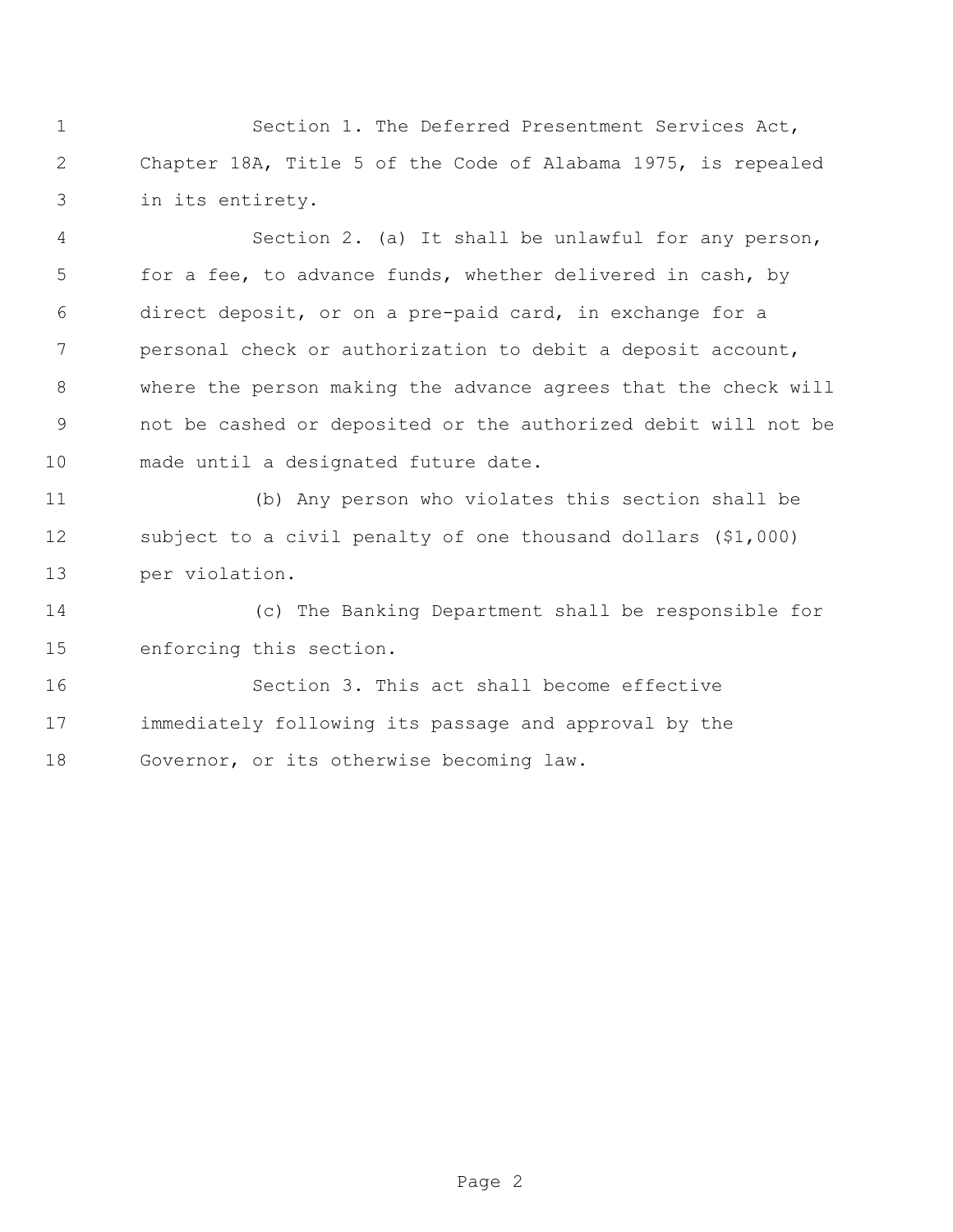Section 1. The Deferred Presentment Services Act, Chapter 18A, Title 5 of the Code of Alabama 1975, is repealed in its entirety.

Section 2. (a) It shall be unlawful for any person, for a fee, to advance funds, whether delivered in cash, by direct deposit, or on a pre-paid card, in exchange for a personal check or authorization to debit a deposit account, where the person making the advance agrees that the check will not be cashed or deposited or the authorized debit will not be made until a designated future date.

(b) Any person who violates this section shall be subject to a civil penalty of one thousand dollars ($1,000) per violation.

(c) The Banking Department shall be responsible for enforcing this section.

Section 3. This act shall become effective immediately following its passage and approval by the Governor, or its otherwise becoming law.